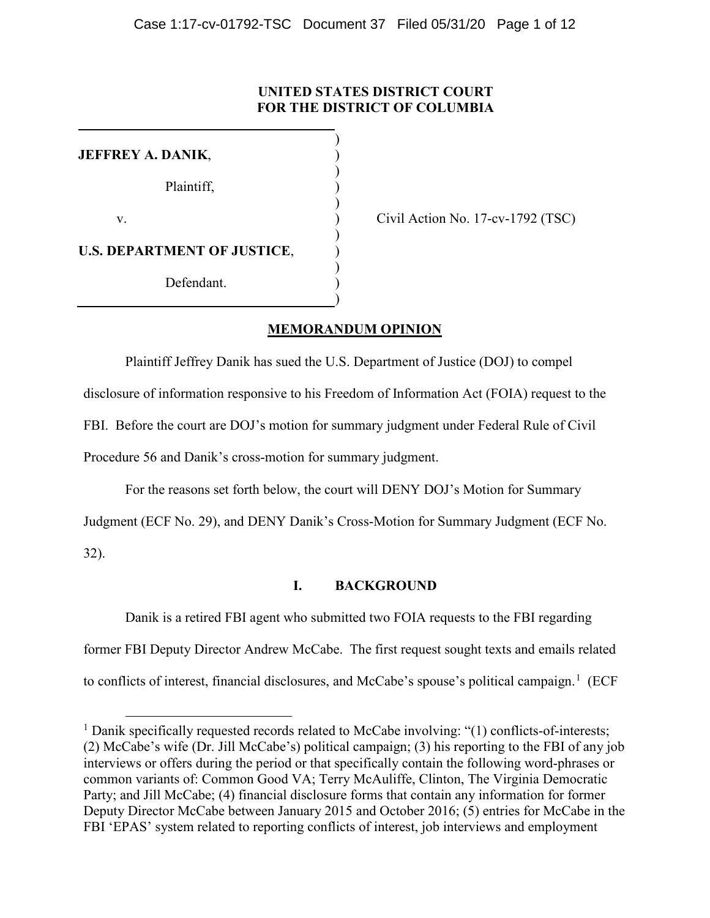**UNITED STATES DISTRICT COURT**
**FOR THE DISTRICT OF COLUMBIA**

**JEFFREY A. DANIK**,

Plaintiff,

v.

**U.S. DEPARTMENT OF JUSTICE**,

Defendant.

Civil Action No. 17-cv-1792 (TSC)

## MEMORANDUM OPINION

Plaintiff Jeffrey Danik has sued the U.S. Department of Justice (DOJ) to compel disclosure of information responsive to his Freedom of Information Act (FOIA) request to the FBI. Before the court are DOJ's motion for summary judgment under Federal Rule of Civil Procedure 56 and Danik's cross-motion for summary judgment.

For the reasons set forth below, the court will DENY DOJ's Motion for Summary Judgment (ECF No. 29), and DENY Danik's Cross-Motion for Summary Judgment (ECF No. 32).

## I. BACKGROUND

Danik is a retired FBI agent who submitted two FOIA requests to the FBI regarding former FBI Deputy Director Andrew McCabe. The first request sought texts and emails related to conflicts of interest, financial disclosures, and McCabe's spouse's political campaign.[1] (ECF

[1] Danik specifically requested records related to McCabe involving: "(1) conflicts-of-interests; (2) McCabe's wife (Dr. Jill McCabe's) political campaign; (3) his reporting to the FBI of any job interviews or offers during the period or that specifically contain the following word-phrases or common variants of: Common Good VA; Terry McAuliffe, Clinton, The Virginia Democratic Party; and Jill McCabe; (4) financial disclosure forms that contain any information for former Deputy Director McCabe between January 2015 and October 2016; (5) entries for McCabe in the FBI 'EPAS' system related to reporting conflicts of interest, job interviews and employment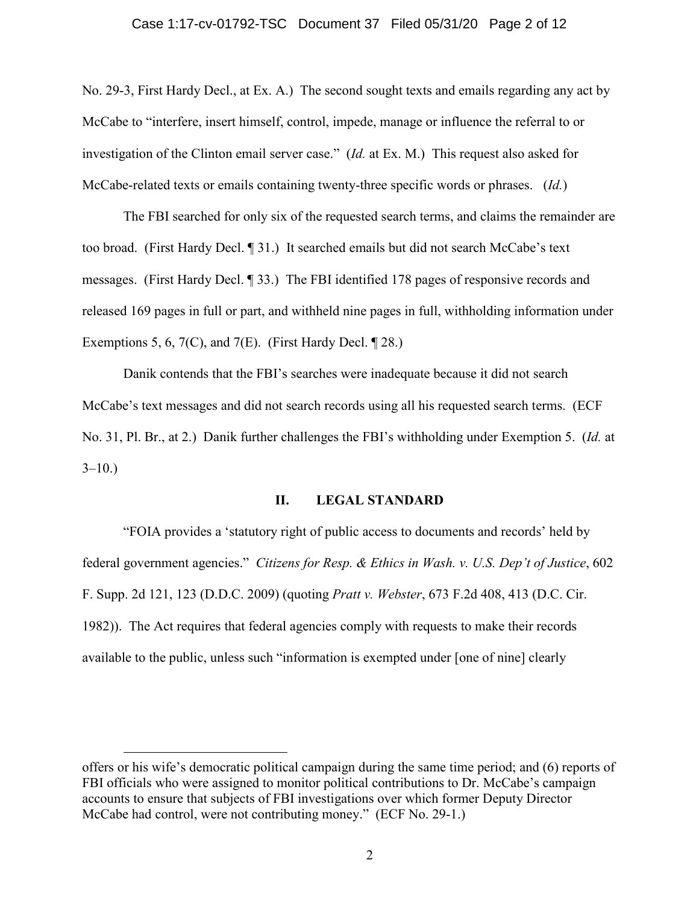No. 29-3, First Hardy Decl., at Ex. A.) The second sought texts and emails regarding any act by McCabe to "interfere, insert himself, control, impede, manage or influence the referral to or investigation of the Clinton email server case." (*Id.* at Ex. M.) This request also asked for McCabe-related texts or emails containing twenty-three specific words or phrases. (*Id.*)

The FBI searched for only six of the requested search terms, and claims the remainder are too broad. (First Hardy Decl. ¶ 31.) It searched emails but did not search McCabe's text messages. (First Hardy Decl. ¶ 33.) The FBI identified 178 pages of responsive records and released 169 pages in full or part, and withheld nine pages in full, withholding information under Exemptions 5, 6, 7(C), and 7(E). (First Hardy Decl. ¶ 28.)

Danik contends that the FBI's searches were inadequate because it did not search McCabe's text messages and did not search records using all his requested search terms. (ECF No. 31, Pl. Br., at 2.) Danik further challenges the FBI's withholding under Exemption 5. (*Id.* at 3–10.)

## II. LEGAL STANDARD

"FOIA provides a 'statutory right of public access to documents and records' held by federal government agencies." *Citizens for Resp. & Ethics in Wash. v. U.S. Dep't of Justice*, 602 F. Supp. 2d 121, 123 (D.D.C. 2009) (quoting *Pratt v. Webster*, 673 F.2d 408, 413 (D.C. Cir. 1982)). The Act requires that federal agencies comply with requests to make their records available to the public, unless such "information is exempted under [one of nine] clearly

---

offers or his wife's democratic political campaign during the same time period; and (6) reports of FBI officials who were assigned to monitor political contributions to Dr. McCabe's campaign accounts to ensure that subjects of FBI investigations over which former Deputy Director McCabe had control, were not contributing money." (ECF No. 29-1.)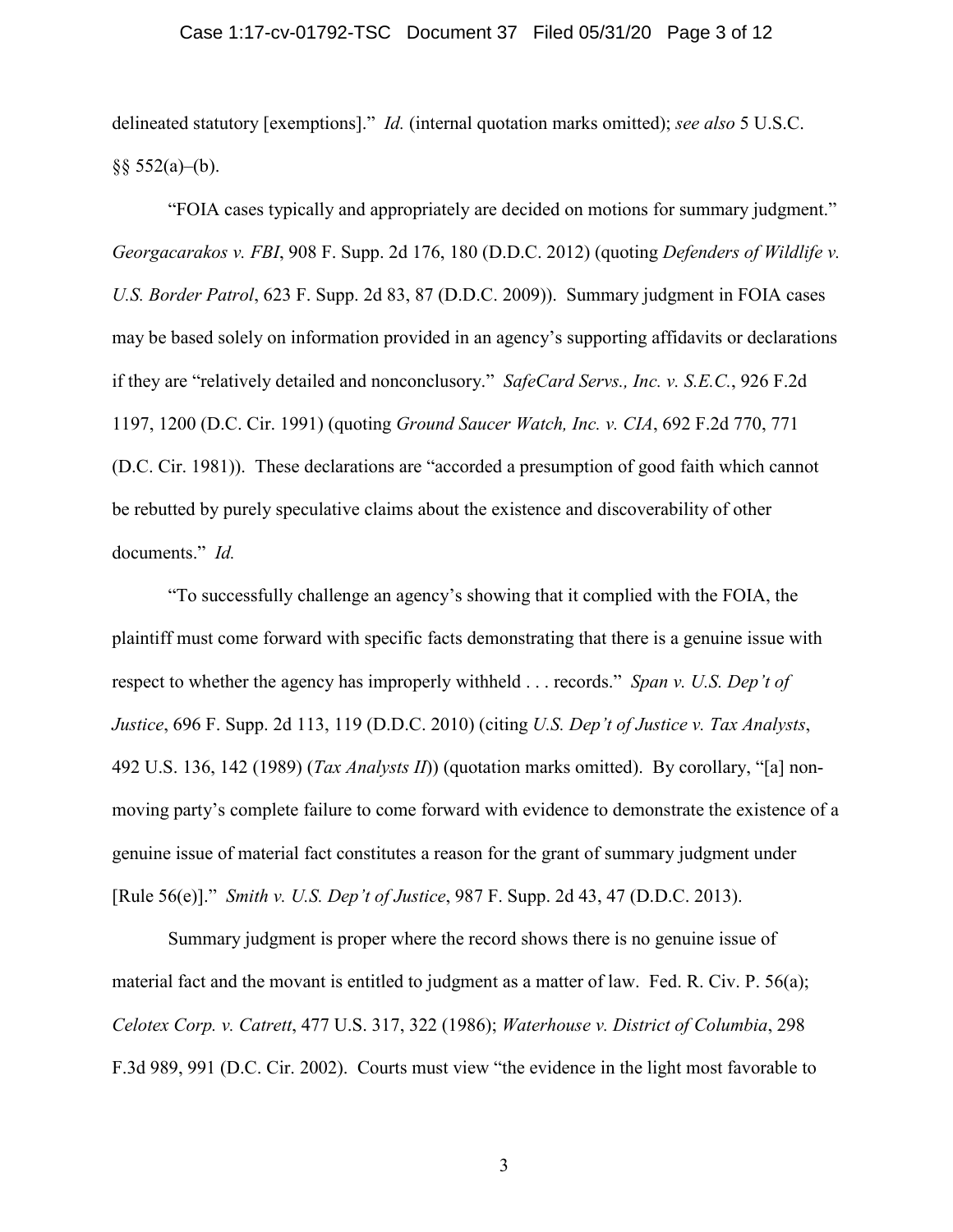delineated statutory [exemptions]." *Id.* (internal quotation marks omitted); *see also* 5 U.S.C. §§ 552(a)–(b).

"FOIA cases typically and appropriately are decided on motions for summary judgment." *Georgacarakos v. FBI*, 908 F. Supp. 2d 176, 180 (D.D.C. 2012) (quoting *Defenders of Wildlife v. U.S. Border Patrol*, 623 F. Supp. 2d 83, 87 (D.D.C. 2009)). Summary judgment in FOIA cases may be based solely on information provided in an agency's supporting affidavits or declarations if they are "relatively detailed and nonconclusory." *SafeCard Servs., Inc. v. S.E.C.*, 926 F.2d 1197, 1200 (D.C. Cir. 1991) (quoting *Ground Saucer Watch, Inc. v. CIA*, 692 F.2d 770, 771 (D.C. Cir. 1981)). These declarations are "accorded a presumption of good faith which cannot be rebutted by purely speculative claims about the existence and discoverability of other documents." *Id.*

"To successfully challenge an agency's showing that it complied with the FOIA, the plaintiff must come forward with specific facts demonstrating that there is a genuine issue with respect to whether the agency has improperly withheld . . . records." *Span v. U.S. Dep't of Justice*, 696 F. Supp. 2d 113, 119 (D.D.C. 2010) (citing *U.S. Dep't of Justice v. Tax Analysts*, 492 U.S. 136, 142 (1989) (*Tax Analysts II*)) (quotation marks omitted). By corollary, "[a] non-moving party's complete failure to come forward with evidence to demonstrate the existence of a genuine issue of material fact constitutes a reason for the grant of summary judgment under [Rule 56(e)]." *Smith v. U.S. Dep't of Justice*, 987 F. Supp. 2d 43, 47 (D.D.C. 2013).

Summary judgment is proper where the record shows there is no genuine issue of material fact and the movant is entitled to judgment as a matter of law. Fed. R. Civ. P. 56(a); *Celotex Corp. v. Catrett*, 477 U.S. 317, 322 (1986); *Waterhouse v. District of Columbia*, 298 F.3d 989, 991 (D.C. Cir. 2002). Courts must view "the evidence in the light most favorable to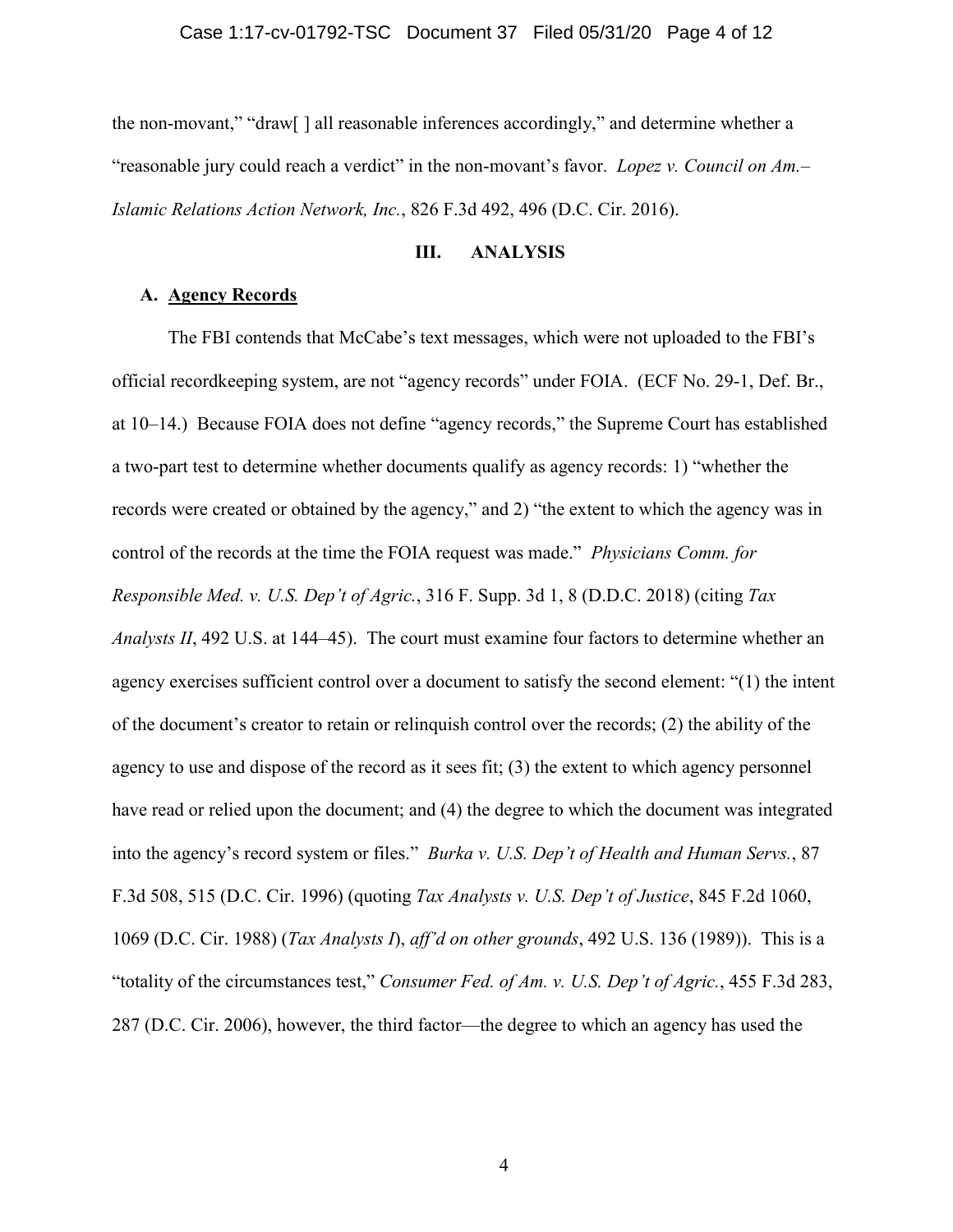the non-movant," "draw[ ] all reasonable inferences accordingly," and determine whether a "reasonable jury could reach a verdict" in the non-movant's favor. *Lopez v. Council on Am.–Islamic Relations Action Network, Inc.*, 826 F.3d 492, 496 (D.C. Cir. 2016).

## III. ANALYSIS

### A. Agency Records

The FBI contends that McCabe's text messages, which were not uploaded to the FBI's official recordkeeping system, are not "agency records" under FOIA. (ECF No. 29-1, Def. Br., at 10–14.) Because FOIA does not define "agency records," the Supreme Court has established a two-part test to determine whether documents qualify as agency records: 1) "whether the records were created or obtained by the agency," and 2) "the extent to which the agency was in control of the records at the time the FOIA request was made." *Physicians Comm. for Responsible Med. v. U.S. Dep't of Agric.*, 316 F. Supp. 3d 1, 8 (D.D.C. 2018) (citing *Tax Analysts II*, 492 U.S. at 144–45). The court must examine four factors to determine whether an agency exercises sufficient control over a document to satisfy the second element: "(1) the intent of the document's creator to retain or relinquish control over the records; (2) the ability of the agency to use and dispose of the record as it sees fit; (3) the extent to which agency personnel have read or relied upon the document; and (4) the degree to which the document was integrated into the agency's record system or files." *Burka v. U.S. Dep't of Health and Human Servs.*, 87 F.3d 508, 515 (D.C. Cir. 1996) (quoting *Tax Analysts v. U.S. Dep't of Justice*, 845 F.2d 1060, 1069 (D.C. Cir. 1988) (*Tax Analysts I*), *aff'd on other grounds*, 492 U.S. 136 (1989)). This is a "totality of the circumstances test," *Consumer Fed. of Am. v. U.S. Dep't of Agric.*, 455 F.3d 283, 287 (D.C. Cir. 2006), however, the third factor—the degree to which an agency has used the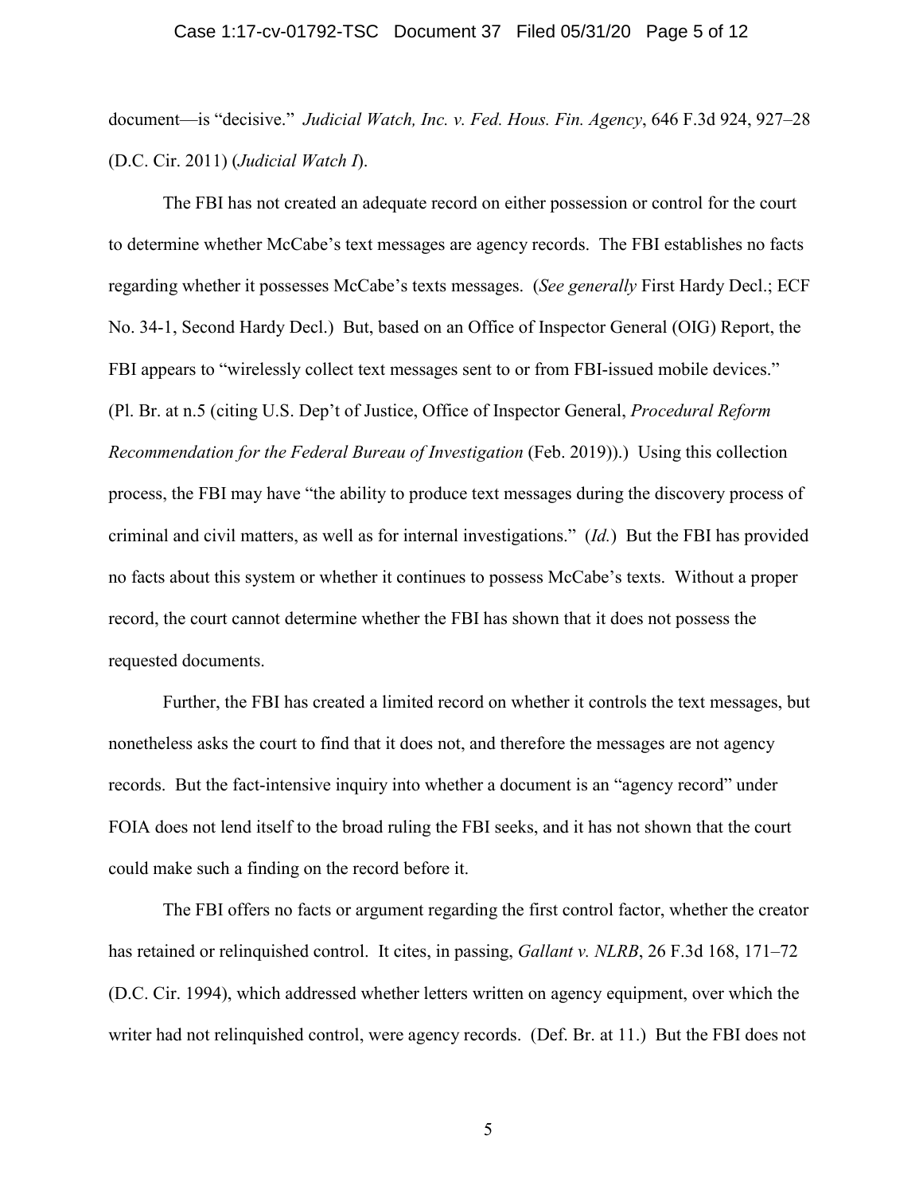document—is "decisive." *Judicial Watch, Inc. v. Fed. Hous. Fin. Agency*, 646 F.3d 924, 927–28 (D.C. Cir. 2011) (*Judicial Watch I*).

The FBI has not created an adequate record on either possession or control for the court to determine whether McCabe's text messages are agency records. The FBI establishes no facts regarding whether it possesses McCabe's texts messages. (*See generally* First Hardy Decl.; ECF No. 34-1, Second Hardy Decl.) But, based on an Office of Inspector General (OIG) Report, the FBI appears to "wirelessly collect text messages sent to or from FBI-issued mobile devices." (Pl. Br. at n.5 (citing U.S. Dep't of Justice, Office of Inspector General, *Procedural Reform Recommendation for the Federal Bureau of Investigation* (Feb. 2019)).) Using this collection process, the FBI may have "the ability to produce text messages during the discovery process of criminal and civil matters, as well as for internal investigations." (*Id.*) But the FBI has provided no facts about this system or whether it continues to possess McCabe's texts. Without a proper record, the court cannot determine whether the FBI has shown that it does not possess the requested documents.

Further, the FBI has created a limited record on whether it controls the text messages, but nonetheless asks the court to find that it does not, and therefore the messages are not agency records. But the fact-intensive inquiry into whether a document is an "agency record" under FOIA does not lend itself to the broad ruling the FBI seeks, and it has not shown that the court could make such a finding on the record before it.

The FBI offers no facts or argument regarding the first control factor, whether the creator has retained or relinquished control. It cites, in passing, *Gallant v. NLRB*, 26 F.3d 168, 171–72 (D.C. Cir. 1994), which addressed whether letters written on agency equipment, over which the writer had not relinquished control, were agency records. (Def. Br. at 11.) But the FBI does not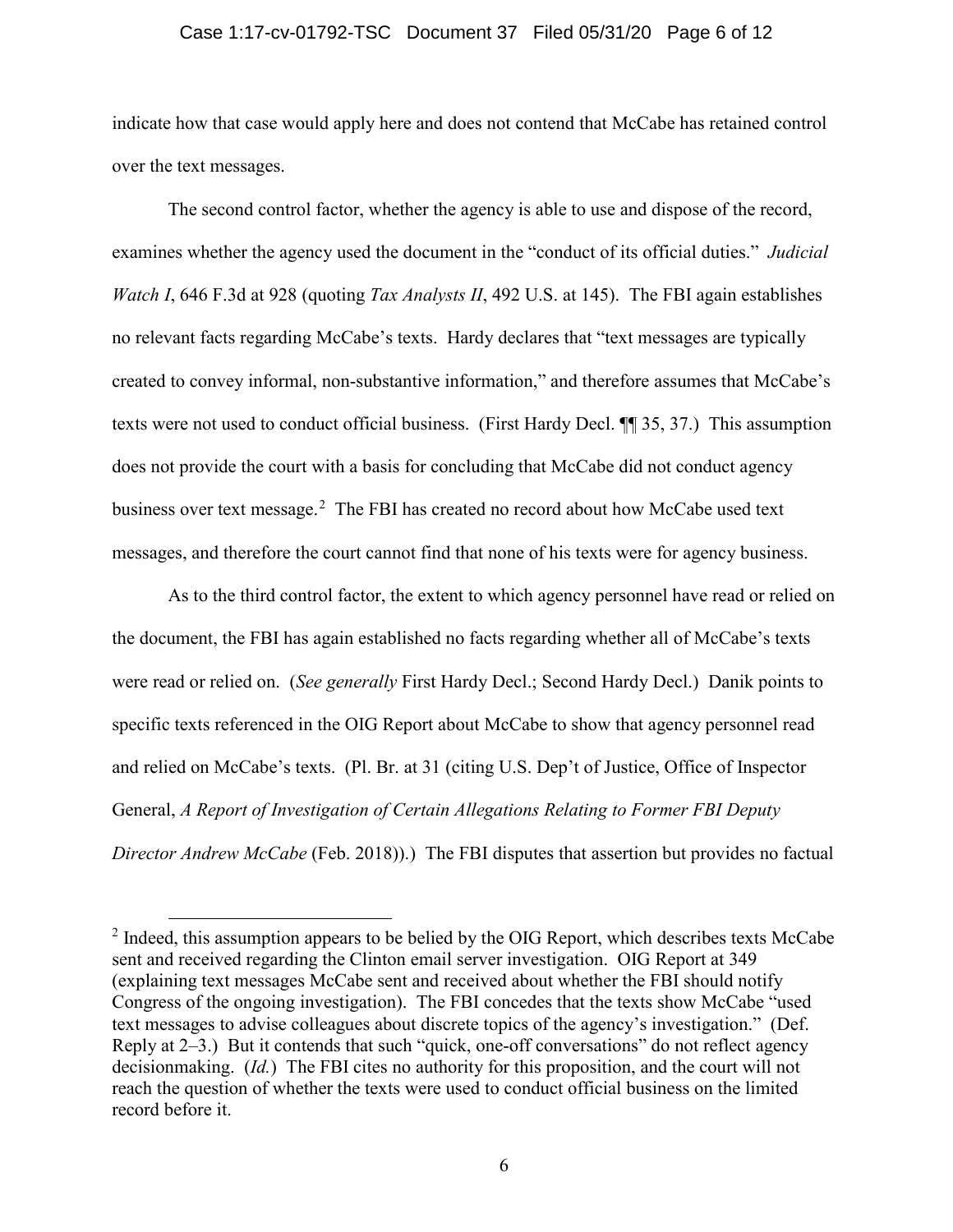indicate how that case would apply here and does not contend that McCabe has retained control over the text messages.

The second control factor, whether the agency is able to use and dispose of the record, examines whether the agency used the document in the "conduct of its official duties." *Judicial Watch I*, 646 F.3d at 928 (quoting *Tax Analysts II*, 492 U.S. at 145). The FBI again establishes no relevant facts regarding McCabe's texts. Hardy declares that "text messages are typically created to convey informal, non-substantive information," and therefore assumes that McCabe's texts were not used to conduct official business. (First Hardy Decl. ¶¶ 35, 37.) This assumption does not provide the court with a basis for concluding that McCabe did not conduct agency business over text message.[2] The FBI has created no record about how McCabe used text messages, and therefore the court cannot find that none of his texts were for agency business.

As to the third control factor, the extent to which agency personnel have read or relied on the document, the FBI has again established no facts regarding whether all of McCabe's texts were read or relied on. (*See generally* First Hardy Decl.; Second Hardy Decl.) Danik points to specific texts referenced in the OIG Report about McCabe to show that agency personnel read and relied on McCabe's texts. (Pl. Br. at 31 (citing U.S. Dep't of Justice, Office of Inspector General, *A Report of Investigation of Certain Allegations Relating to Former FBI Deputy Director Andrew McCabe* (Feb. 2018)).) The FBI disputes that assertion but provides no factual

[2] Indeed, this assumption appears to be belied by the OIG Report, which describes texts McCabe sent and received regarding the Clinton email server investigation. OIG Report at 349 (explaining text messages McCabe sent and received about whether the FBI should notify Congress of the ongoing investigation). The FBI concedes that the texts show McCabe "used text messages to advise colleagues about discrete topics of the agency's investigation." (Def. Reply at 2–3.) But it contends that such "quick, one-off conversations" do not reflect agency decisionmaking. (*Id.*) The FBI cites no authority for this proposition, and the court will not reach the question of whether the texts were used to conduct official business on the limited record before it.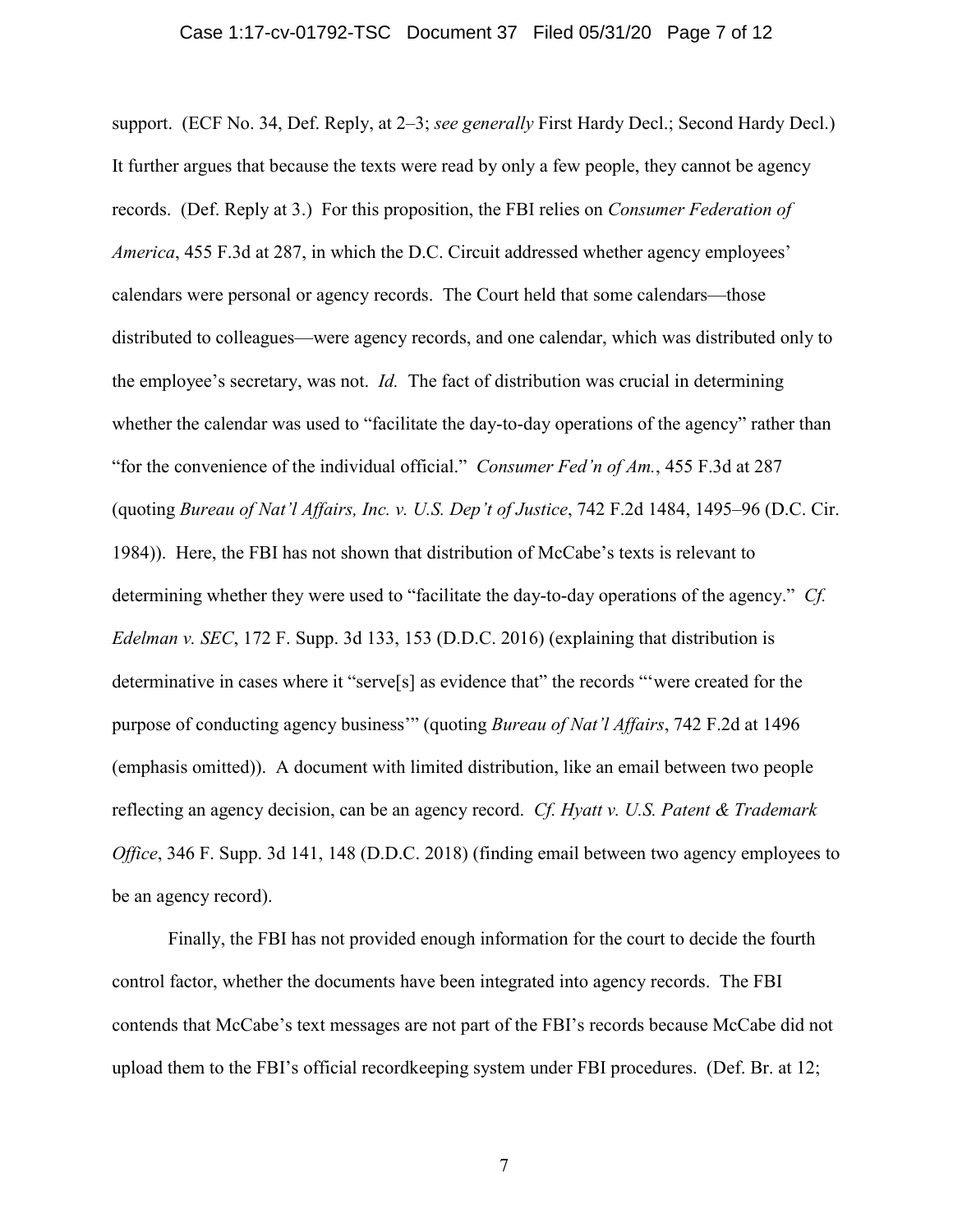support. (ECF No. 34, Def. Reply, at 2–3; *see generally* First Hardy Decl.; Second Hardy Decl.) It further argues that because the texts were read by only a few people, they cannot be agency records. (Def. Reply at 3.) For this proposition, the FBI relies on *Consumer Federation of America*, 455 F.3d at 287, in which the D.C. Circuit addressed whether agency employees' calendars were personal or agency records. The Court held that some calendars—those distributed to colleagues—were agency records, and one calendar, which was distributed only to the employee's secretary, was not. *Id.* The fact of distribution was crucial in determining whether the calendar was used to "facilitate the day-to-day operations of the agency" rather than "for the convenience of the individual official." *Consumer Fed'n of Am.*, 455 F.3d at 287 (quoting *Bureau of Nat'l Affairs, Inc. v. U.S. Dep't of Justice*, 742 F.2d 1484, 1495–96 (D.C. Cir. 1984)). Here, the FBI has not shown that distribution of McCabe's texts is relevant to determining whether they were used to "facilitate the day-to-day operations of the agency." *Cf. Edelman v. SEC*, 172 F. Supp. 3d 133, 153 (D.D.C. 2016) (explaining that distribution is determinative in cases where it "serve[s] as evidence that" the records "'were created for the purpose of conducting agency business'" (quoting *Bureau of Nat'l Affairs*, 742 F.2d at 1496 (emphasis omitted)). A document with limited distribution, like an email between two people reflecting an agency decision, can be an agency record. *Cf. Hyatt v. U.S. Patent & Trademark Office*, 346 F. Supp. 3d 141, 148 (D.D.C. 2018) (finding email between two agency employees to be an agency record).

Finally, the FBI has not provided enough information for the court to decide the fourth control factor, whether the documents have been integrated into agency records. The FBI contends that McCabe's text messages are not part of the FBI's records because McCabe did not upload them to the FBI's official recordkeeping system under FBI procedures. (Def. Br. at 12;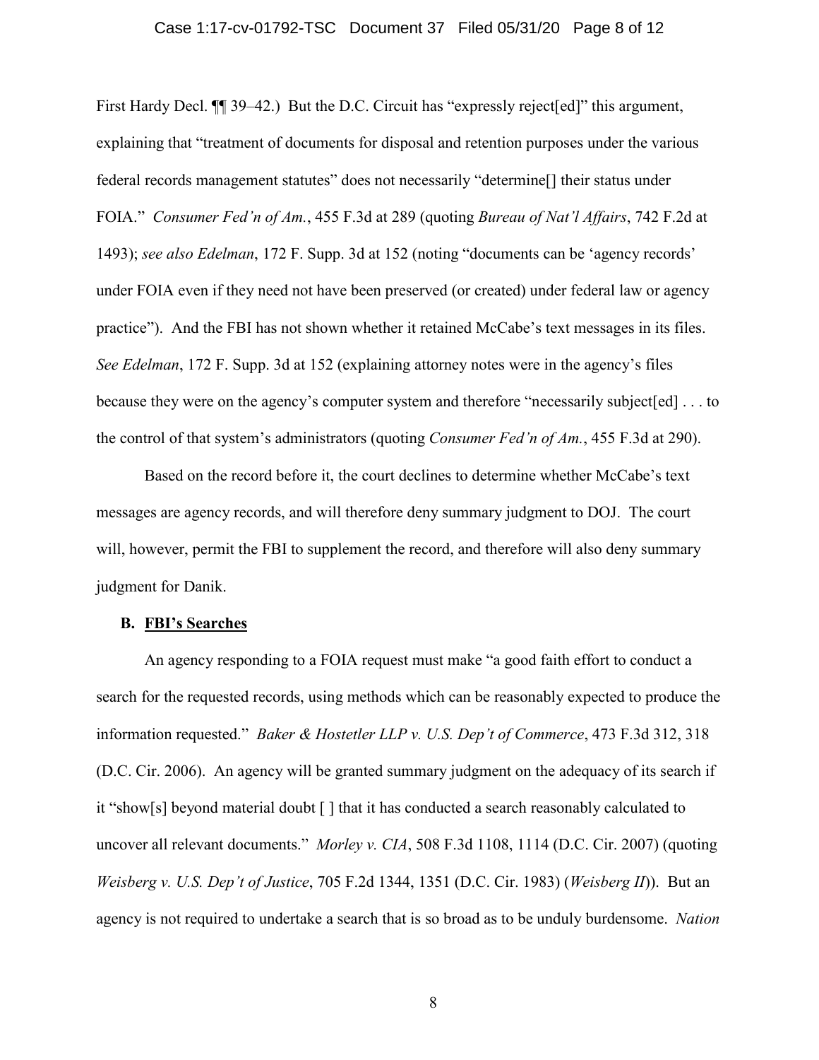First Hardy Decl. ¶¶ 39–42.) But the D.C. Circuit has "expressly reject[ed]" this argument, explaining that "treatment of documents for disposal and retention purposes under the various federal records management statutes" does not necessarily "determine[] their status under FOIA." *Consumer Fed'n of Am.*, 455 F.3d at 289 (quoting *Bureau of Nat'l Affairs*, 742 F.2d at 1493); *see also Edelman*, 172 F. Supp. 3d at 152 (noting "documents can be 'agency records' under FOIA even if they need not have been preserved (or created) under federal law or agency practice"). And the FBI has not shown whether it retained McCabe's text messages in its files. *See Edelman*, 172 F. Supp. 3d at 152 (explaining attorney notes were in the agency's files because they were on the agency's computer system and therefore "necessarily subject[ed] . . . to the control of that system's administrators (quoting *Consumer Fed'n of Am.*, 455 F.3d at 290).

Based on the record before it, the court declines to determine whether McCabe's text messages are agency records, and will therefore deny summary judgment to DOJ. The court will, however, permit the FBI to supplement the record, and therefore will also deny summary judgment for Danik.

**B. <u>FBI's Searches</u>**

An agency responding to a FOIA request must make "a good faith effort to conduct a search for the requested records, using methods which can be reasonably expected to produce the information requested." *Baker & Hostetler LLP v. U.S. Dep't of Commerce*, 473 F.3d 312, 318 (D.C. Cir. 2006). An agency will be granted summary judgment on the adequacy of its search if it "show[s] beyond material doubt [ ] that it has conducted a search reasonably calculated to uncover all relevant documents." *Morley v. CIA*, 508 F.3d 1108, 1114 (D.C. Cir. 2007) (quoting *Weisberg v. U.S. Dep't of Justice*, 705 F.2d 1344, 1351 (D.C. Cir. 1983) (*Weisberg II*)). But an agency is not required to undertake a search that is so broad as to be unduly burdensome. *Nation*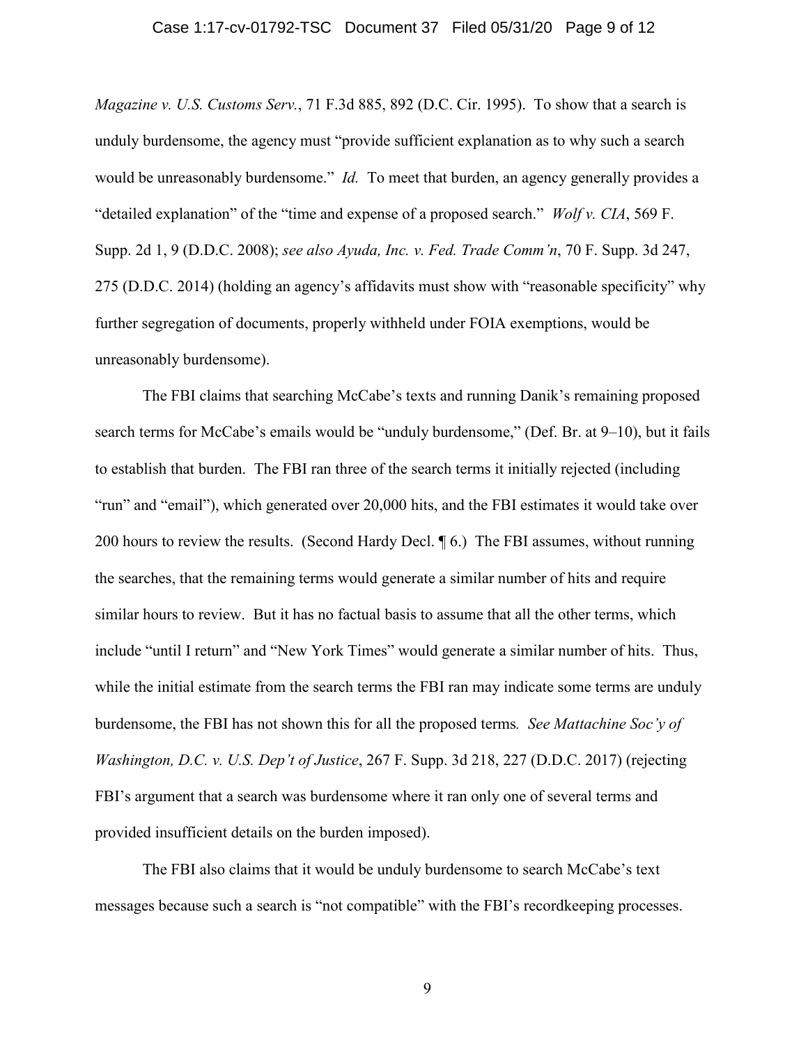*Magazine v. U.S. Customs Serv.*, 71 F.3d 885, 892 (D.C. Cir. 1995). To show that a search is unduly burdensome, the agency must "provide sufficient explanation as to why such a search would be unreasonably burdensome." *Id.* To meet that burden, an agency generally provides a "detailed explanation" of the "time and expense of a proposed search." *Wolf v. CIA*, 569 F. Supp. 2d 1, 9 (D.D.C. 2008); *see also Ayuda, Inc. v. Fed. Trade Comm'n*, 70 F. Supp. 3d 247, 275 (D.D.C. 2014) (holding an agency's affidavits must show with "reasonable specificity" why further segregation of documents, properly withheld under FOIA exemptions, would be unreasonably burdensome).

The FBI claims that searching McCabe's texts and running Danik's remaining proposed search terms for McCabe's emails would be "unduly burdensome," (Def. Br. at 9–10), but it fails to establish that burden. The FBI ran three of the search terms it initially rejected (including "run" and "email"), which generated over 20,000 hits, and the FBI estimates it would take over 200 hours to review the results. (Second Hardy Decl. ¶ 6.) The FBI assumes, without running the searches, that the remaining terms would generate a similar number of hits and require similar hours to review. But it has no factual basis to assume that all the other terms, which include "until I return" and "New York Times" would generate a similar number of hits. Thus, while the initial estimate from the search terms the FBI ran may indicate some terms are unduly burdensome, the FBI has not shown this for all the proposed terms*. See Mattachine Soc'y of Washington, D.C. v. U.S. Dep't of Justice*, 267 F. Supp. 3d 218, 227 (D.D.C. 2017) (rejecting FBI's argument that a search was burdensome where it ran only one of several terms and provided insufficient details on the burden imposed).

The FBI also claims that it would be unduly burdensome to search McCabe's text messages because such a search is "not compatible" with the FBI's recordkeeping processes.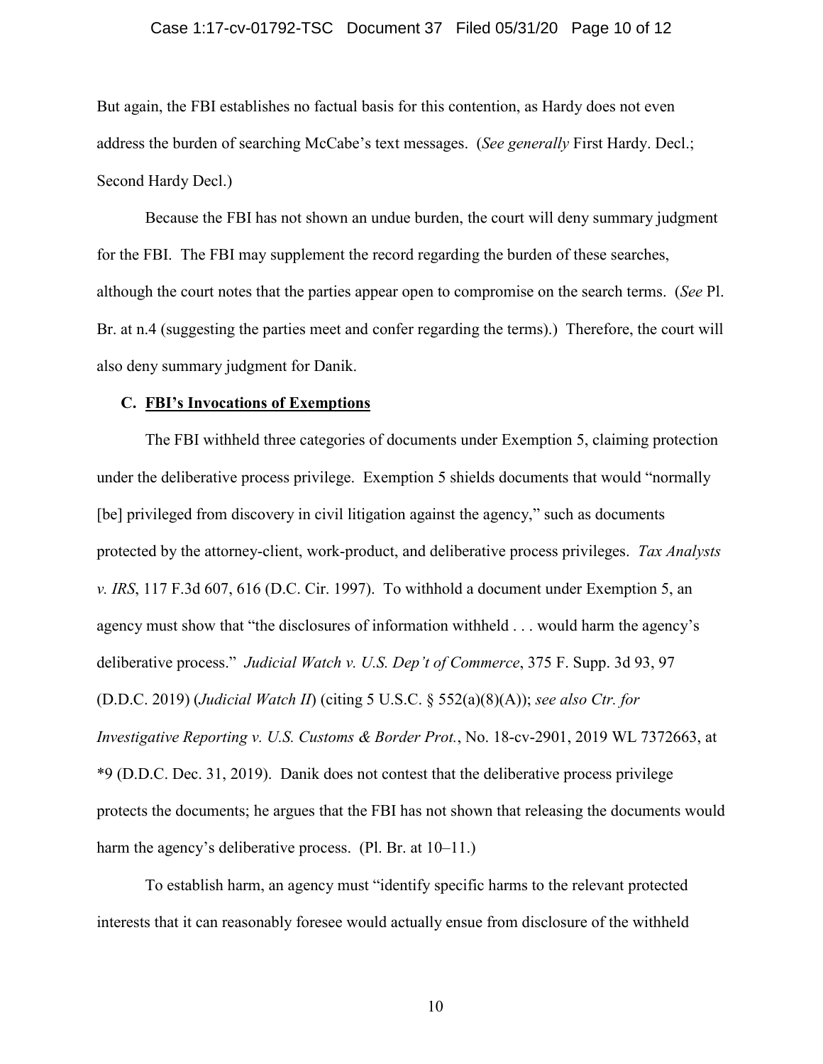But again, the FBI establishes no factual basis for this contention, as Hardy does not even address the burden of searching McCabe's text messages. (*See generally* First Hardy. Decl.; Second Hardy Decl.)

Because the FBI has not shown an undue burden, the court will deny summary judgment for the FBI. The FBI may supplement the record regarding the burden of these searches, although the court notes that the parties appear open to compromise on the search terms. (*See* Pl. Br. at n.4 (suggesting the parties meet and confer regarding the terms).) Therefore, the court will also deny summary judgment for Danik.

### C. FBI's Invocations of Exemptions

The FBI withheld three categories of documents under Exemption 5, claiming protection under the deliberative process privilege. Exemption 5 shields documents that would "normally [be] privileged from discovery in civil litigation against the agency," such as documents protected by the attorney-client, work-product, and deliberative process privileges. *Tax Analysts v. IRS*, 117 F.3d 607, 616 (D.C. Cir. 1997). To withhold a document under Exemption 5, an agency must show that "the disclosures of information withheld . . . would harm the agency's deliberative process." *Judicial Watch v. U.S. Dep't of Commerce*, 375 F. Supp. 3d 93, 97 (D.D.C. 2019) (*Judicial Watch II*) (citing 5 U.S.C. § 552(a)(8)(A)); *see also Ctr. for Investigative Reporting v. U.S. Customs & Border Prot.*, No. 18-cv-2901, 2019 WL 7372663, at *9 (D.D.C. Dec. 31, 2019). Danik does not contest that the deliberative process privilege protects the documents; he argues that the FBI has not shown that releasing the documents would harm the agency's deliberative process. (Pl. Br. at 10–11.)

To establish harm, an agency must "identify specific harms to the relevant protected interests that it can reasonably foresee would actually ensue from disclosure of the withheld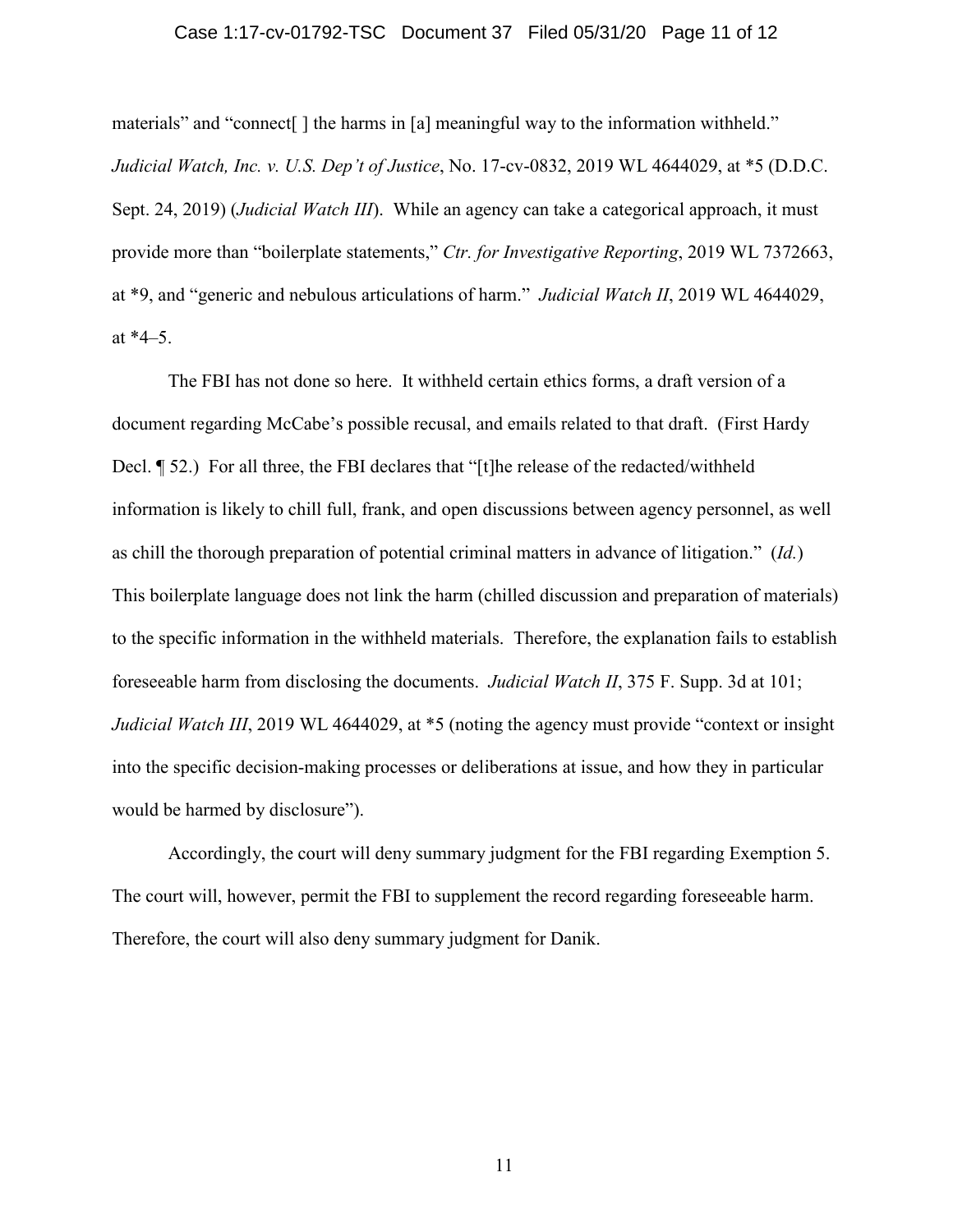materials" and "connect[ ] the harms in [a] meaningful way to the information withheld." *Judicial Watch, Inc. v. U.S. Dep't of Justice*, No. 17-cv-0832, 2019 WL 4644029, at *5 (D.D.C. Sept. 24, 2019) (*Judicial Watch III*). While an agency can take a categorical approach, it must provide more than "boilerplate statements," *Ctr. for Investigative Reporting*, 2019 WL 7372663, at *9, and "generic and nebulous articulations of harm." *Judicial Watch II*, 2019 WL 4644029, at *4–5.

The FBI has not done so here. It withheld certain ethics forms, a draft version of a document regarding McCabe's possible recusal, and emails related to that draft. (First Hardy Decl. ¶ 52.) For all three, the FBI declares that "[t]he release of the redacted/withheld information is likely to chill full, frank, and open discussions between agency personnel, as well as chill the thorough preparation of potential criminal matters in advance of litigation." (*Id.*) This boilerplate language does not link the harm (chilled discussion and preparation of materials) to the specific information in the withheld materials. Therefore, the explanation fails to establish foreseeable harm from disclosing the documents. *Judicial Watch II*, 375 F. Supp. 3d at 101; *Judicial Watch III*, 2019 WL 4644029, at *5 (noting the agency must provide "context or insight into the specific decision-making processes or deliberations at issue, and how they in particular would be harmed by disclosure").

Accordingly, the court will deny summary judgment for the FBI regarding Exemption 5. The court will, however, permit the FBI to supplement the record regarding foreseeable harm. Therefore, the court will also deny summary judgment for Danik.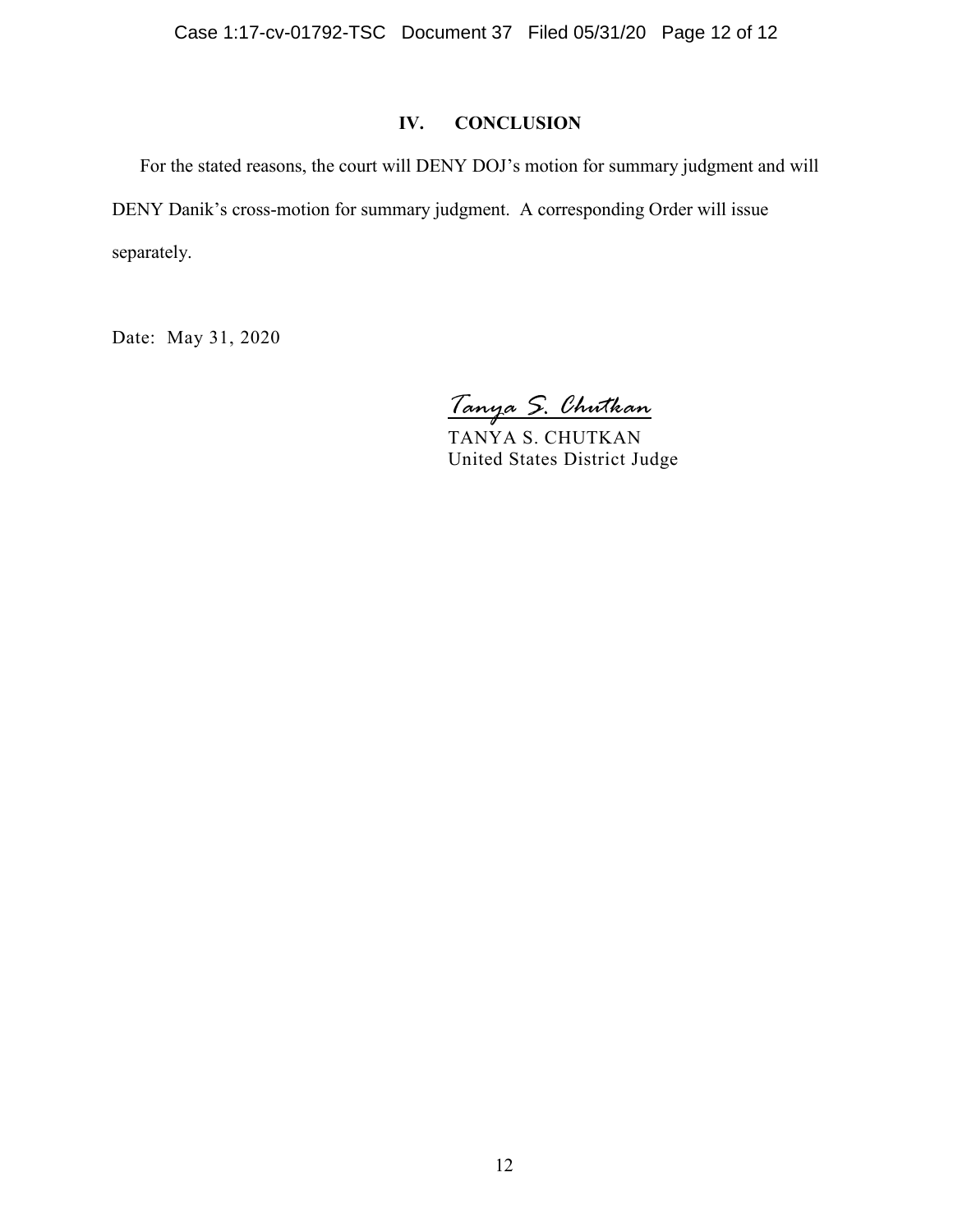## IV. CONCLUSION

For the stated reasons, the court will DENY DOJ's motion for summary judgment and will DENY Danik's cross-motion for summary judgment. A corresponding Order will issue separately.

Date: May 31, 2020

*Tanya S. Chutkan*

TANYA S. CHUTKAN
United States District Judge